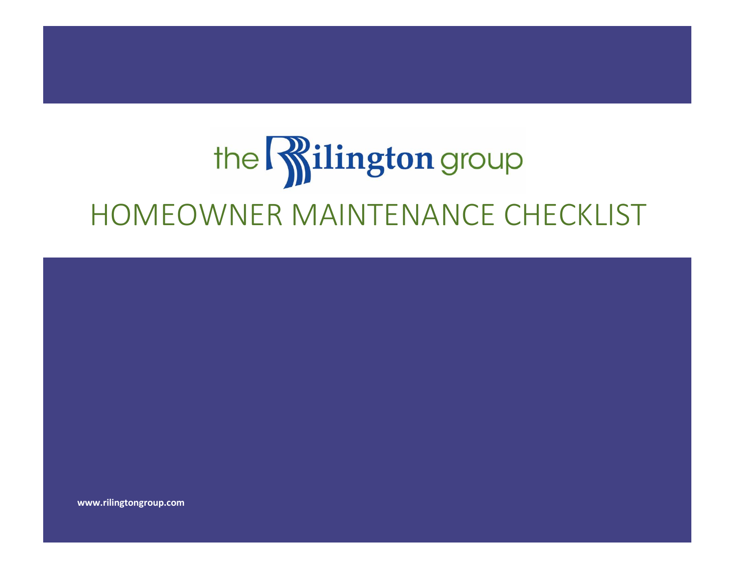the Rilington group

# HOMEOWNER MAINTENANCE CHECKLIST

**www.rilingtongroup.com**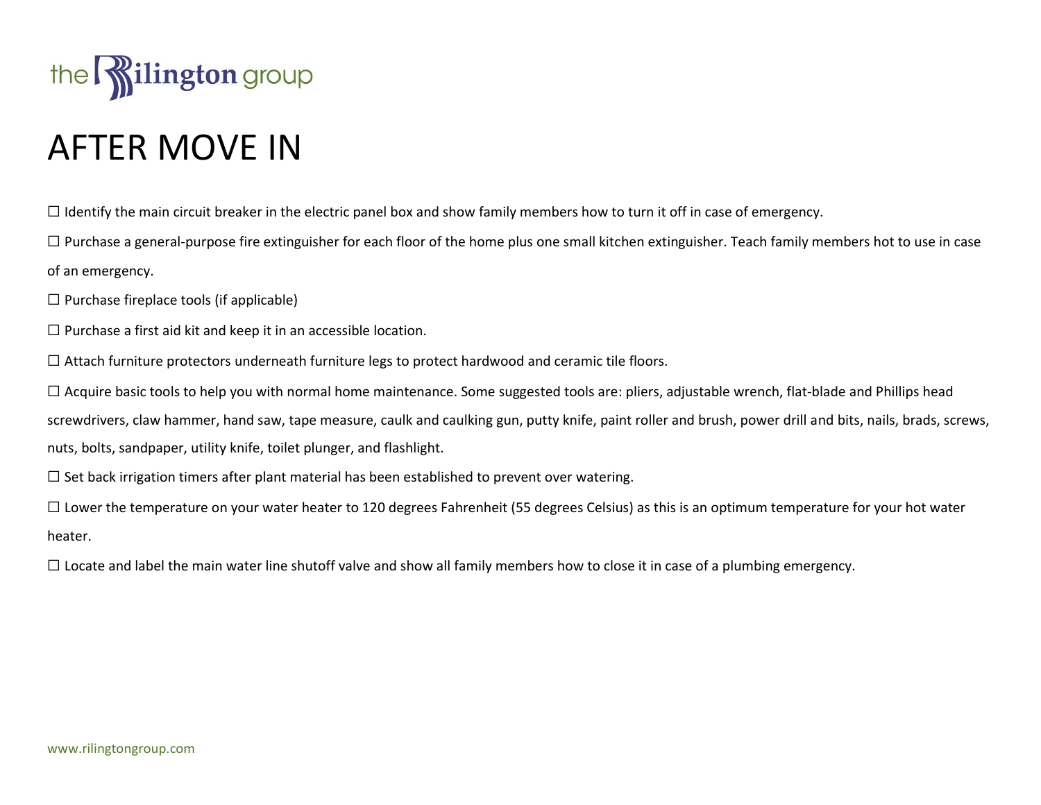# AFTER MOVE IN

☐ Identify the main circuit breaker in the electric panel box and show family members how to turn it off in case of emergency.

☐ Purchase a general-purpose fire extinguisher for each floor of the home plus one small kitchen extinguisher. Teach family members hot to use in case of an emergency.

☐ Purchase fireplace tools (if applicable)

☐ Purchase a first aid kit and keep it in an accessible location.

☐ Attach furniture protectors underneath furniture legs to protect hardwood and ceramic tile floors.

☐ Acquire basic tools to help you with normal home maintenance. Some suggested tools are: pliers, adjustable wrench, flat-blade and Phillips head screwdrivers, claw hammer, hand saw, tape measure, caulk and caulking gun, putty knife, paint roller and brush, power drill and bits, nails, brads, screws, nuts, bolts, sandpaper, utility knife, toilet plunger, and flashlight.

☐ Set back irrigation timers after plant material has been established to prevent over watering.

☐ Lower the temperature on your water heater to 120 degrees Fahrenheit (55 degrees Celsius) as this is an optimum temperature for your hot water heater.

☐ Locate and label the main water line shutoff valve and show all family members how to close it in case of a plumbing emergency.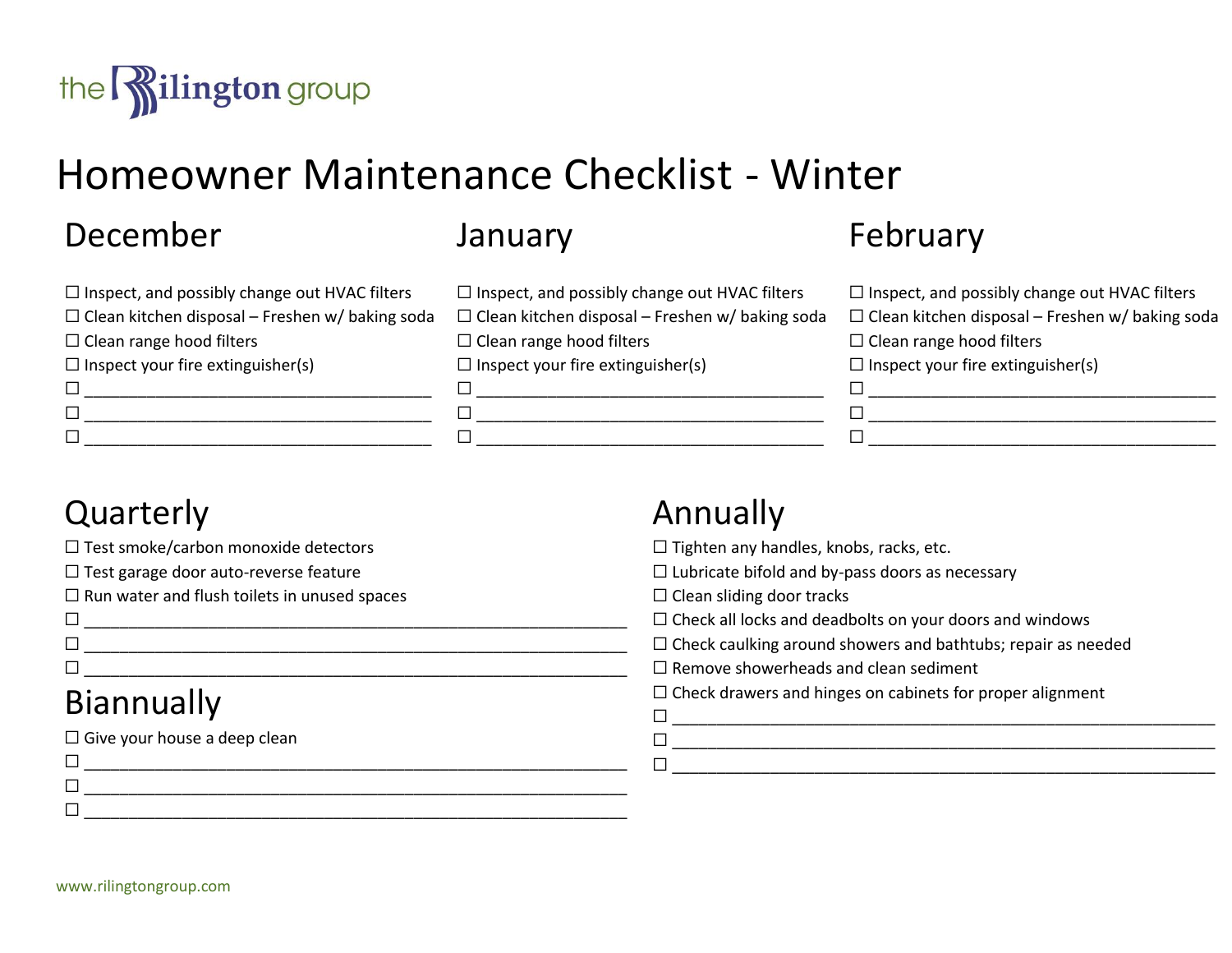the Rilington group

# Homeowner Maintenance Checklist - Winter

## December

☐ Inspect, and possibly change out HVAC filters
☐ Clean kitchen disposal – Freshen w/ baking soda
☐ Clean range hood filters
☐ Inspect your fire extinguisher(s)
☐ ______________________________________
☐ ______________________________________
☐ ______________________________________

## January

☐ Inspect, and possibly change out HVAC filters
☐ Clean kitchen disposal – Freshen w/ baking soda
☐ Clean range hood filters
☐ Inspect your fire extinguisher(s)
☐ ______________________________________
☐ ______________________________________
☐ ______________________________________

## February

☐ Inspect, and possibly change out HVAC filters
☐ Clean kitchen disposal – Freshen w/ baking soda
☐ Clean range hood filters
☐ Inspect your fire extinguisher(s)
☐ ______________________________________
☐ ______________________________________
☐ ______________________________________

## Quarterly

☐ Test smoke/carbon monoxide detectors
☐ Test garage door auto-reverse feature
☐ Run water and flush toilets in unused spaces
☐ ____________________________________________________________
☐ ____________________________________________________________
☐ ____________________________________________________________

## Biannually

☐ Give your house a deep clean
☐ ____________________________________________________________
☐ ____________________________________________________________
☐ ____________________________________________________________

## Annually

☐ Tighten any handles, knobs, racks, etc.
☐ Lubricate bifold and by-pass doors as necessary
☐ Clean sliding door tracks
☐ Check all locks and deadbolts on your doors and windows
☐ Check caulking around showers and bathtubs; repair as needed
☐ Remove showerheads and clean sediment
☐ Check drawers and hinges on cabinets for proper alignment
☐ ____________________________________________________________
☐ ____________________________________________________________
☐ ____________________________________________________________

www.rilingtongroup.com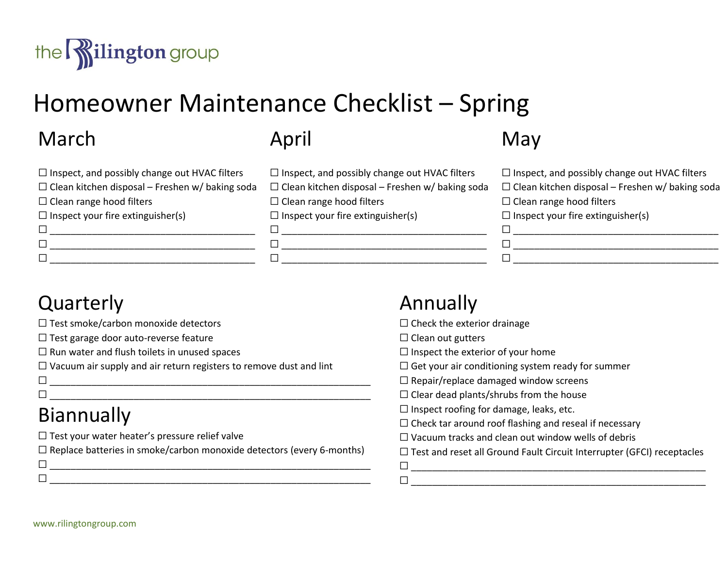the Rilington group

# Homeowner Maintenance Checklist – Spring

## March

☐ Inspect, and possibly change out HVAC filters
☐ Clean kitchen disposal – Freshen w/ baking soda
☐ Clean range hood filters
☐ Inspect your fire extinguisher(s)
☐ ______________________________________
☐ ______________________________________
☐ ______________________________________

## April

☐ Inspect, and possibly change out HVAC filters
☐ Clean kitchen disposal – Freshen w/ baking soda
☐ Clean range hood filters
☐ Inspect your fire extinguisher(s)
☐ ______________________________________
☐ ______________________________________
☐ ______________________________________

## May

☐ Inspect, and possibly change out HVAC filters
☐ Clean kitchen disposal – Freshen w/ baking soda
☐ Clean range hood filters
☐ Inspect your fire extinguisher(s)
☐ ______________________________________
☐ ______________________________________
☐ ______________________________________

## Quarterly

☐ Test smoke/carbon monoxide detectors
☐ Test garage door auto-reverse feature
☐ Run water and flush toilets in unused spaces
☐ Vacuum air supply and air return registers to remove dust and lint
☐ ____________________________________________________________
☐ ____________________________________________________________

## Biannually

☐ Test your water heater's pressure relief valve
☐ Replace batteries in smoke/carbon monoxide detectors (every 6-months)
☐ ____________________________________________________________
☐ ____________________________________________________________

## Annually

☐ Check the exterior drainage
☐ Clean out gutters
☐ Inspect the exterior of your home
☐ Get your air conditioning system ready for summer
☐ Repair/replace damaged window screens
☐ Clear dead plants/shrubs from the house
☐ Inspect roofing for damage, leaks, etc.
☐ Check tar around roof flashing and reseal if necessary
☐ Vacuum tracks and clean out window wells of debris
☐ Test and reset all Ground Fault Circuit Interrupter (GFCI) receptacles
☐ ____________________________________________________________
☐ ____________________________________________________________

www.rilingtongroup.com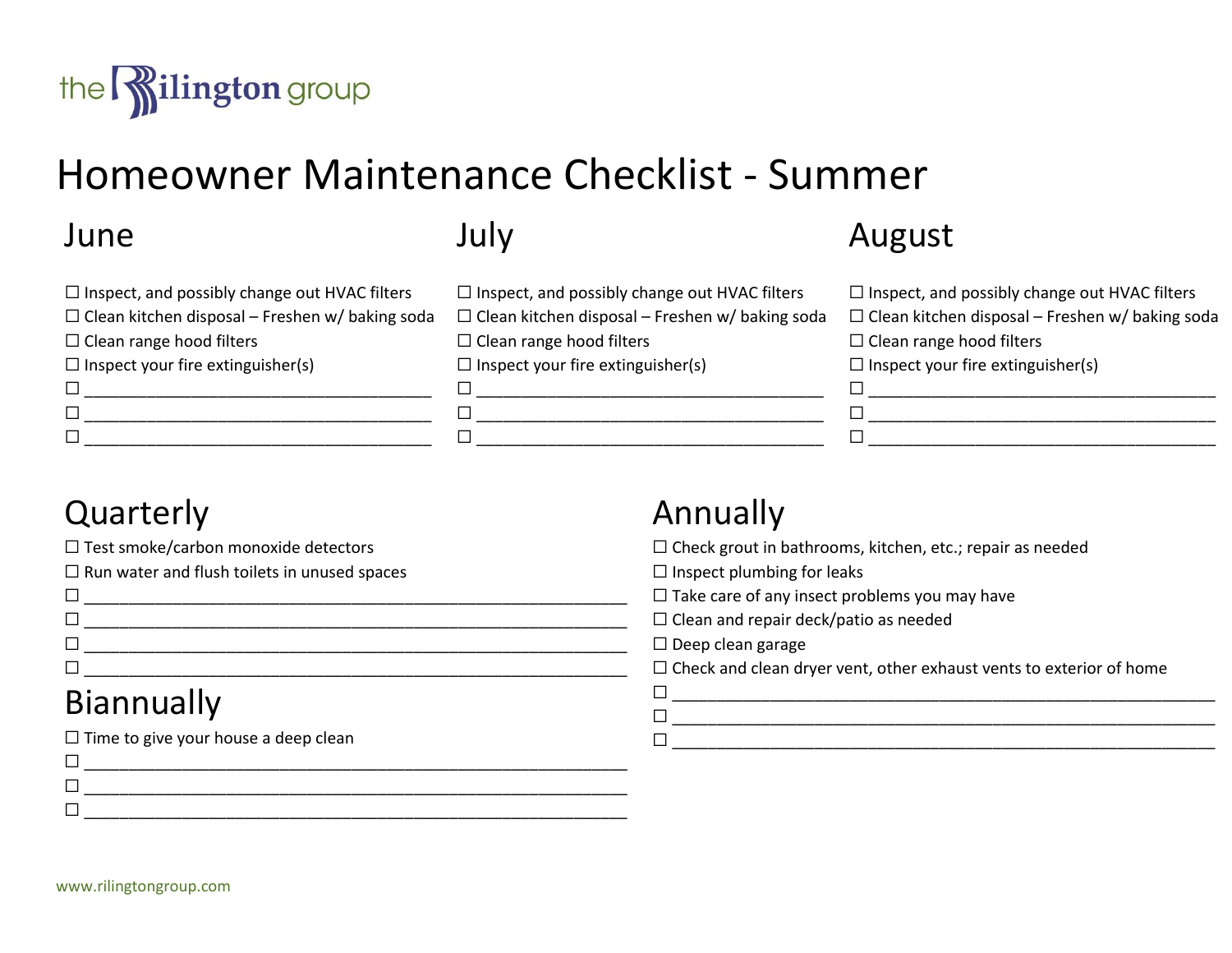the Rilington group

# Homeowner Maintenance Checklist - Summer

## June

- ☐ Inspect, and possibly change out HVAC filters
- ☐ Clean kitchen disposal – Freshen w/ baking soda
- ☐ Clean range hood filters
- ☐ Inspect your fire extinguisher(s)
- ☐ ________________________________________
- ☐ ________________________________________
- ☐ ________________________________________

## July

- ☐ Inspect, and possibly change out HVAC filters
- ☐ Clean kitchen disposal – Freshen w/ baking soda
- ☐ Clean range hood filters
- ☐ Inspect your fire extinguisher(s)
- ☐ ________________________________________
- ☐ ________________________________________
- ☐ ________________________________________

## August

- ☐ Inspect, and possibly change out HVAC filters
- ☐ Clean kitchen disposal – Freshen w/ baking soda
- ☐ Clean range hood filters
- ☐ Inspect your fire extinguisher(s)
- ☐ ________________________________________
- ☐ ________________________________________
- ☐ ________________________________________

## Quarterly

- ☐ Test smoke/carbon monoxide detectors
- ☐ Run water and flush toilets in unused spaces
- ☐ ____________________________________________________________
- ☐ ____________________________________________________________
- ☐ ____________________________________________________________
- ☐ ____________________________________________________________

## Biannually

- ☐ Time to give your house a deep clean
- ☐ ____________________________________________________________
- ☐ ____________________________________________________________
- ☐ ____________________________________________________________

## Annually

- ☐ Check grout in bathrooms, kitchen, etc.; repair as needed
- ☐ Inspect plumbing for leaks
- ☐ Take care of any insect problems you may have
- ☐ Clean and repair deck/patio as needed
- ☐ Deep clean garage
- ☐ Check and clean dryer vent, other exhaust vents to exterior of home
- ☐ ____________________________________________________________
- ☐ ____________________________________________________________
- ☐ ____________________________________________________________

www.rilingtongroup.com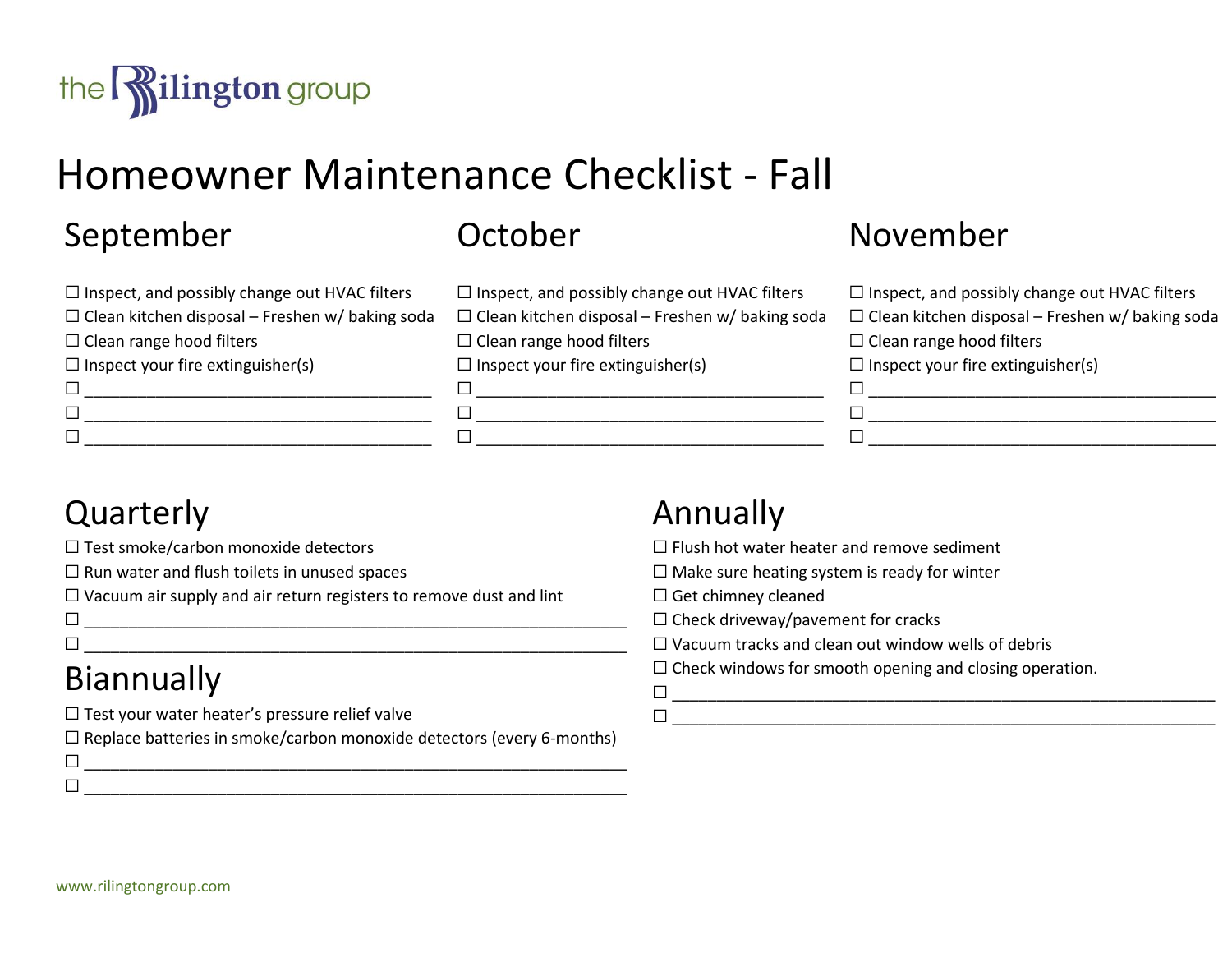the Rilington group

# Homeowner Maintenance Checklist - Fall

## September

- ☐ Inspect, and possibly change out HVAC filters
- ☐ Clean kitchen disposal – Freshen w/ baking soda
- ☐ Clean range hood filters
- ☐ Inspect your fire extinguisher(s)
- ☐ ________________________________________
- ☐ ________________________________________
- ☐ ________________________________________

## October

- ☐ Inspect, and possibly change out HVAC filters
- ☐ Clean kitchen disposal – Freshen w/ baking soda
- ☐ Clean range hood filters
- ☐ Inspect your fire extinguisher(s)
- ☐ ________________________________________
- ☐ ________________________________________
- ☐ ________________________________________

## November

- ☐ Inspect, and possibly change out HVAC filters
- ☐ Clean kitchen disposal – Freshen w/ baking soda
- ☐ Clean range hood filters
- ☐ Inspect your fire extinguisher(s)
- ☐ ________________________________________
- ☐ ________________________________________
- ☐ ________________________________________

## Quarterly

- ☐ Test smoke/carbon monoxide detectors
- ☐ Run water and flush toilets in unused spaces
- ☐ Vacuum air supply and air return registers to remove dust and lint
- ☐ ____________________________________________________________
- ☐ ____________________________________________________________

## Biannually

- ☐ Test your water heater's pressure relief valve
- ☐ Replace batteries in smoke/carbon monoxide detectors (every 6-months)
- ☐ ____________________________________________________________
- ☐ ____________________________________________________________

## Annually

- ☐ Flush hot water heater and remove sediment
- ☐ Make sure heating system is ready for winter
- ☐ Get chimney cleaned
- ☐ Check driveway/pavement for cracks
- ☐ Vacuum tracks and clean out window wells of debris
- ☐ Check windows for smooth opening and closing operation.
- ☐ ____________________________________________________________
- ☐ ____________________________________________________________

www.rilingtongroup.com